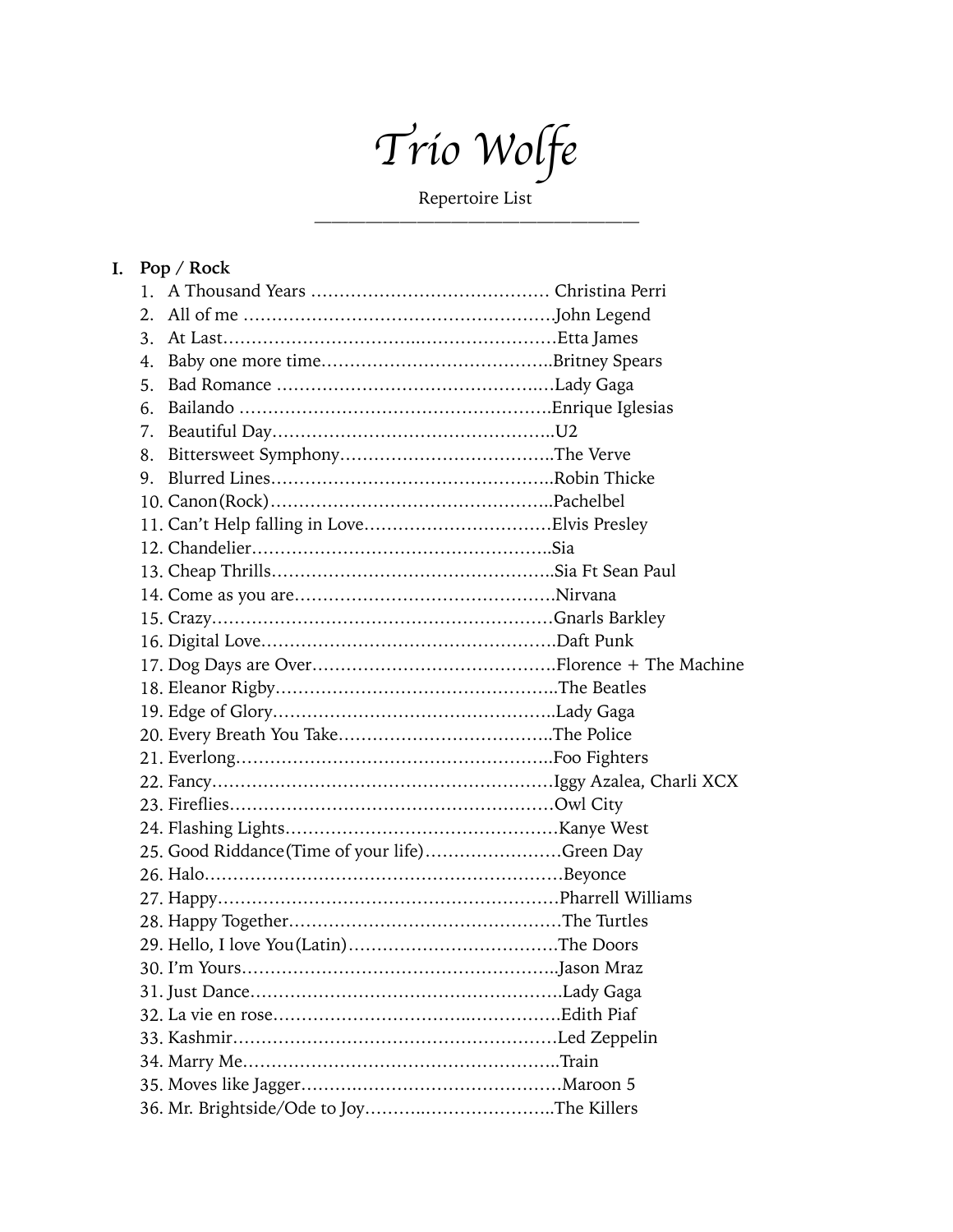# *Trio Wolfe*

Repertoire List

---

## I. Pop / Rock

1. A Thousand Years ……………………………………. Christina Perri
2. All of me ………………………………………………John Legend
3. At Last…………………………….…………………Etta James
4. Baby one more time…………………………………..Britney Spears
5. Bad Romance ……………………………………..…Lady Gaga
6. Bailando ………………………………………………Enrique Iglesias
7. Beautiful Day…………………………………………..U2
8. Bittersweet Symphony………………………………..The Verve
9. Blurred Lines…………………………………………..Robin Thicke
10. Canon(Rock)…………………………………………..Pachelbel
11. Can't Help falling in Love……………………………Elvis Presley
12. Chandelier……………………………………………..Sia
13. Cheap Thrills…………………………………………..Sia Ft Sean Paul
14. Come as you are………………………………………Nirvana
15. Crazy……………………………………………………Gnarls Barkley
16. Digital Love…………………………………………….Daft Punk
17. Dog Days are Over……………………………………Florence + The Machine
18. Eleanor Rigby…………………………………………..The Beatles
19. Edge of Glory…………………………………………..Lady Gaga
20. Every Breath You Take………………………………..The Police
21. Everlong………………………………………………..Foo Fighters
22. Fancy……………………………………………………Iggy Azalea, Charli XCX
23. Fireflies…………………………………………………Owl City
24. Flashing Lights…………………………………………Kanye West
25. Good Riddance(Time of your life)……………………Green Day
26. Halo………………………………………………………Beyonce
27. Happy……………………………………………………Pharrell Williams
28. Happy Together………………………………………..The Turtles
29. Hello, I love You(Latin)………………………………The Doors
30. I'm Yours………………………………………………..Jason Mraz
31. Just Dance………………………………………………Lady Gaga
32. La vie en rose……………………………..……………Edith Piaf
33. Kashmir…………………………………………………Led Zeppelin
34. Marry Me………………………………………………..Train
35. Moves like Jagger………………………………………Maroon 5
36. Mr. Brightside/Ode to Joy……….…………………..The Killers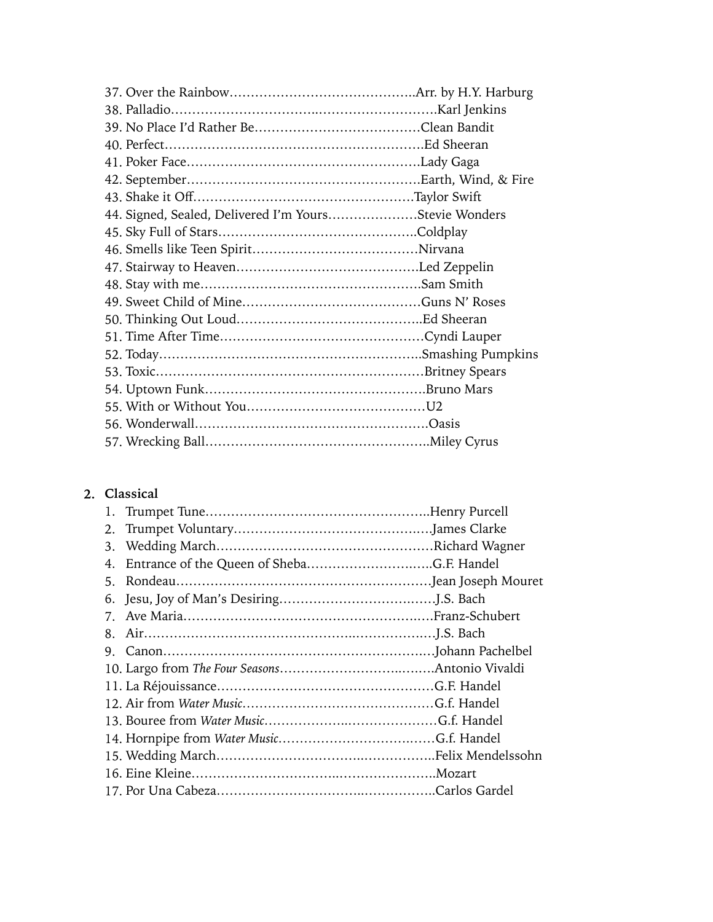37. Over the Rainbow……………………………………..Arr. by H.Y. Harburg
38. Palladio……………………………..……………………….Karl Jenkins
39. No Place I'd Rather Be…………………………………Clean Bandit
40. Perfect……………………………………………………..Ed Sheeran
41. Poker Face……………………………………………….Lady Gaga
42. September……………………………………………….Earth, Wind, & Fire
43. Shake it Off……………………………………………Taylor Swift
44. Signed, Sealed, Delivered I'm Yours…………………Stevie Wonders
45. Sky Full of Stars………………………………………..Coldplay
46. Smells like Teen Spirit…………………………………Nirvana
47. Stairway to Heaven…………………………………….Led Zeppelin
48. Stay with me…………………………………………….Sam Smith
49. Sweet Child of Mine……………………………………Guns N' Roses
50. Thinking Out Loud……………………………………..Ed Sheeran
51. Time After Time…………………………………………Cyndi Lauper
52. Today……………………………………………………..Smashing Pumpkins
53. Toxic………………………………………………………Britney Spears
54. Uptown Funk…………………………………………….Bruno Mars
55. With or Without You……………………………………U2
56. Wonderwall………………………………………………Oasis
57. Wrecking Ball…………………………………………….Miley Cyrus

2. **Classical**
    1. Trumpet Tune……………………………………………..Henry Purcell
    2. Trumpet Voluntary……………………………………….James Clarke
    3. Wedding March……………………………………………Richard Wagner
    4. Entrance of the Queen of Sheba………………………..G.F. Handel
    5. Rondeau……………………………………………………Jean Joseph Mouret
    6. Jesu, Joy of Man's Desiring………………………………J.S. Bach
    7. Ave Maria……………………………………………………Franz-Schubert
    8. Air……………………………………………..………………J.S. Bach
    9. Canon…………………………………………………………Johann Pachelbel
    10. Largo from *The Four Seasons*…………………………..Antonio Vivaldi
    11. La Réjouissance…………………………………………….G.F. Handel
    12. Air from *Water Music*………………………………………G.f. Handel
    13. Bouree from *Water Music*…………………..………………G.f. Handel
    14. Hornpipe from *Water Music*………………………………G.f. Handel
    15. Wedding March…………………………….………………..Felix Mendelssohn
    16. Eine Kleine……………………………..……………………..Mozart
    17. Por Una Cabeza……………………………..………………..Carlos Gardel